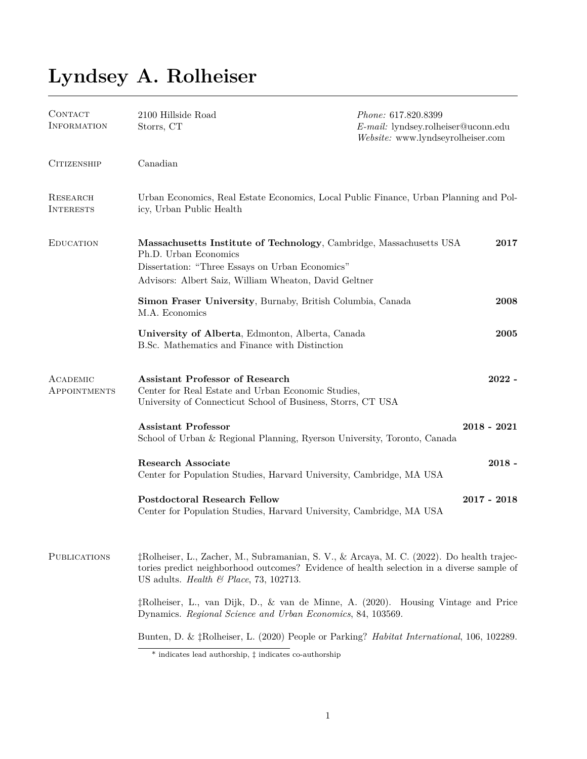# Lyndsey A. Rolheiser

## Contact Information

2100 Hillside Road
Storrs, CT

*Phone:* 617.820.8399
*E-mail:* lyndsey.rolheiser@uconn.edu
*Website:* www.lyndseyrolheiser.com

## Citizenship

Canadian

## Research Interests

Urban Economics, Real Estate Economics, Local Public Finance, Urban Planning and Policy, Urban Public Health

## Education

**Massachusetts Institute of Technology**, Cambridge, Massachusetts USA — **2017**
Ph.D. Urban Economics
Dissertation: "Three Essays on Urban Economics"
Advisors: Albert Saiz, William Wheaton, David Geltner

**Simon Fraser University**, Burnaby, British Columbia, Canada — **2008**
M.A. Economics

**University of Alberta**, Edmonton, Alberta, Canada — **2005**
B.Sc. Mathematics and Finance with Distinction

## Academic Appointments

**Assistant Professor of Research** — **2022 -**
Center for Real Estate and Urban Economic Studies,
University of Connecticut School of Business, Storrs, CT USA

**Assistant Professor** — **2018 - 2021**
School of Urban & Regional Planning, Ryerson University, Toronto, Canada

**Research Associate** — **2018 -**
Center for Population Studies, Harvard University, Cambridge, MA USA

**Postdoctoral Research Fellow** — **2017 - 2018**
Center for Population Studies, Harvard University, Cambridge, MA USA

## Publications

‡Rolheiser, L., Zacher, M., Subramanian, S. V., & Arcaya, M. C. (2022). Do health trajectories predict neighborhood outcomes? Evidence of health selection in a diverse sample of US adults. *Health & Place*, 73, 102713.

‡Rolheiser, L., van Dijk, D., & van de Minne, A. (2020). Housing Vintage and Price Dynamics. *Regional Science and Urban Economics*, 84, 103569.

Bunten, D. & ‡Rolheiser, L. (2020) People or Parking? *Habitat International*, 106, 102289.

---

\* indicates lead authorship, ‡ indicates co-authorship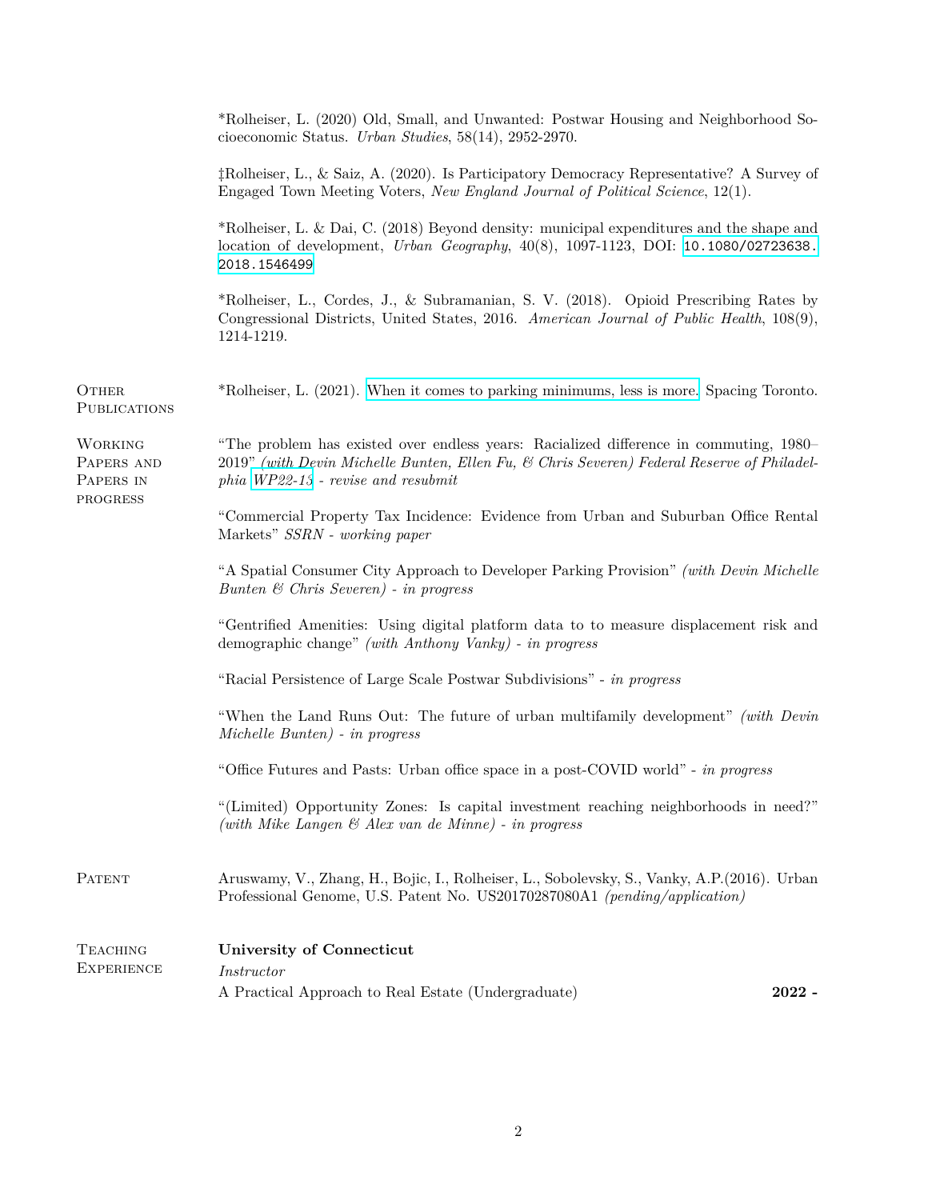*Rolheiser, L. (2020) Old, Small, and Unwanted: Postwar Housing and Neighborhood Socioeconomic Status. *Urban Studies*, 58(14), 2952-2970.

‡Rolheiser, L., & Saiz, A. (2020). Is Participatory Democracy Representative? A Survey of Engaged Town Meeting Voters, *New England Journal of Political Science*, 12(1).

*Rolheiser, L. & Dai, C. (2018) Beyond density: municipal expenditures and the shape and location of development, *Urban Geography*, 40(8), 1097-1123, DOI: 10.1080/02723638.2018.1546499

*Rolheiser, L., Cordes, J., & Subramanian, S. V. (2018). Opioid Prescribing Rates by Congressional Districts, United States, 2016. *American Journal of Public Health*, 108(9), 1214-1219.

## Other Publications

*Rolheiser, L. (2021). When it comes to parking minimums, less is more. Spacing Toronto.

## Working Papers and Papers in progress

"The problem has existed over endless years: Racialized difference in commuting, 1980–2019" *(with Devin Michelle Bunten, Ellen Fu, & Chris Severen) Federal Reserve of Philadelphia WP22-13 - revise and resubmit*

"Commercial Property Tax Incidence: Evidence from Urban and Suburban Office Rental Markets" *SSRN - working paper*

"A Spatial Consumer City Approach to Developer Parking Provision" *(with Devin Michelle Bunten & Chris Severen) - in progress*

"Gentrified Amenities: Using digital platform data to to measure displacement risk and demographic change" *(with Anthony Vanky) - in progress*

"Racial Persistence of Large Scale Postwar Subdivisions" - *in progress*

"When the Land Runs Out: The future of urban multifamily development" *(with Devin Michelle Bunten) - in progress*

"Office Futures and Pasts: Urban office space in a post-COVID world" - *in progress*

"(Limited) Opportunity Zones: Is capital investment reaching neighborhoods in need?" *(with Mike Langen & Alex van de Minne) - in progress*

## Patent

Aruswamy, V., Zhang, H., Bojic, I., Rolheiser, L., Sobolevsky, S., Vanky, A.P.(2016). Urban Professional Genome, U.S. Patent No. US20170287080A1 *(pending/application)*

## Teaching Experience

**University of Connecticut**

*Instructor*

A Practical Approach to Real Estate (Undergraduate) **2022 -**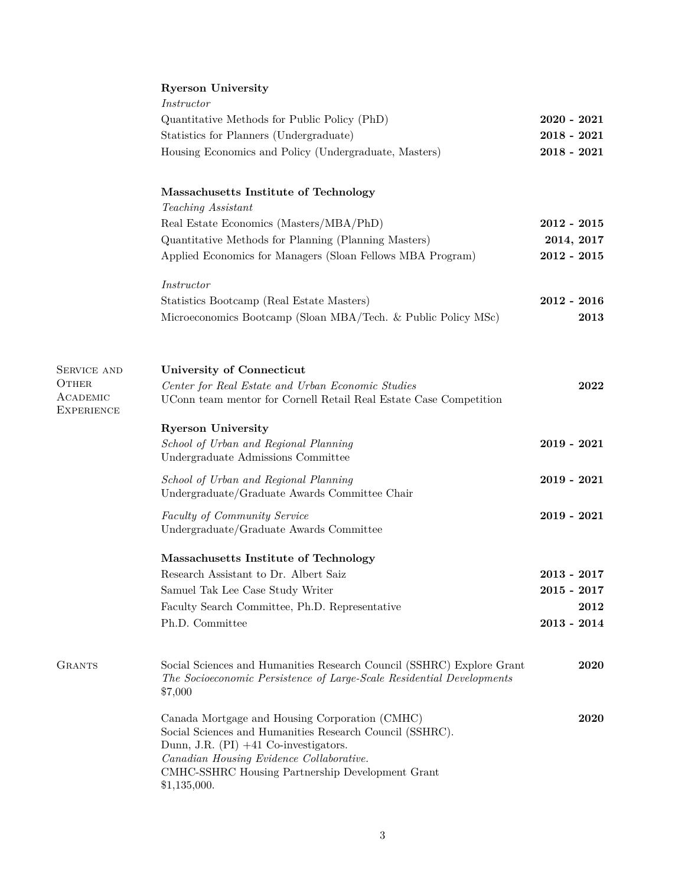**Ryerson University**

*Instructor*

Quantitative Methods for Public Policy (PhD) — **2020 - 2021**

Statistics for Planners (Undergraduate) — **2018 - 2021**

Housing Economics and Policy (Undergraduate, Masters) — **2018 - 2021**

**Massachusetts Institute of Technology**

*Teaching Assistant*

Real Estate Economics (Masters/MBA/PhD) — **2012 - 2015**

Quantitative Methods for Planning (Planning Masters) — **2014, 2017**

Applied Economics for Managers (Sloan Fellows MBA Program) — **2012 - 2015**

*Instructor*

Statistics Bootcamp (Real Estate Masters) — **2012 - 2016**

Microeconomics Bootcamp (Sloan MBA/Tech. & Public Policy MSc) — **2013**

## Service and Other Academic Experience

**University of Connecticut**

*Center for Real Estate and Urban Economic Studies* — **2022**
UConn team mentor for Cornell Retail Real Estate Case Competition

**Ryerson University**

*School of Urban and Regional Planning* — **2019 - 2021**
Undergraduate Admissions Committee

*School of Urban and Regional Planning* — **2019 - 2021**
Undergraduate/Graduate Awards Committee Chair

*Faculty of Community Service* — **2019 - 2021**
Undergraduate/Graduate Awards Committee

**Massachusetts Institute of Technology**

Research Assistant to Dr. Albert Saiz — **2013 - 2017**

Samuel Tak Lee Case Study Writer — **2015 - 2017**

Faculty Search Committee, Ph.D. Representative — **2012**

Ph.D. Committee — **2013 - 2014**

## Grants

Social Sciences and Humanities Research Council (SSHRC) Explore Grant — **2020**
*The Socioeconomic Persistence of Large-Scale Residential Developments*
$7,000

Canada Mortgage and Housing Corporation (CMHC) — **2020**
Social Sciences and Humanities Research Council (SSHRC).
Dunn, J.R. (PI) +41 Co-investigators.
*Canadian Housing Evidence Collaborative.*
CMHC-SSHRC Housing Partnership Development Grant
$1,135,000.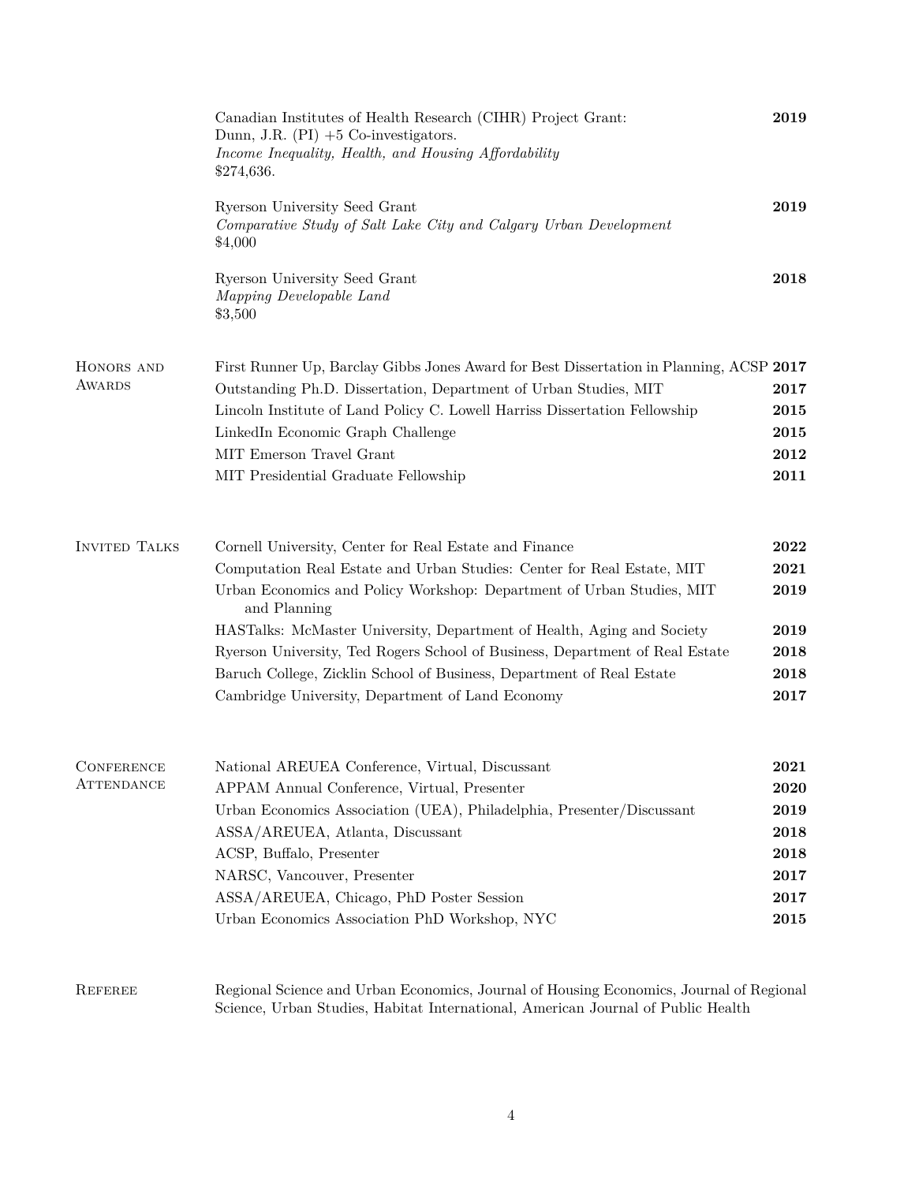Canadian Institutes of Health Research (CIHR) Project Grant: **2019**
Dunn, J.R. (PI) +5 Co-investigators.
*Income Inequality, Health, and Housing Affordability*
$274,636.

Ryerson University Seed Grant **2019**
*Comparative Study of Salt Lake City and Calgary Urban Development*
$4,000

Ryerson University Seed Grant **2018**
*Mapping Developable Land*
$3,500

## Honors and Awards

| | |
|---|---|
| First Runner Up, Barclay Gibbs Jones Award for Best Dissertation in Planning, ACSP | **2017** |
| Outstanding Ph.D. Dissertation, Department of Urban Studies, MIT | **2017** |
| Lincoln Institute of Land Policy C. Lowell Harriss Dissertation Fellowship | **2015** |
| LinkedIn Economic Graph Challenge | **2015** |
| MIT Emerson Travel Grant | **2012** |
| MIT Presidential Graduate Fellowship | **2011** |

## Invited Talks

| | |
|---|---|
| Cornell University, Center for Real Estate and Finance | **2022** |
| Computation Real Estate and Urban Studies: Center for Real Estate, MIT | **2021** |
| Urban Economics and Policy Workshop: Department of Urban Studies, MIT and Planning | **2019** |
| HASTalks: McMaster University, Department of Health, Aging and Society | **2019** |
| Ryerson University, Ted Rogers School of Business, Department of Real Estate | **2018** |
| Baruch College, Zicklin School of Business, Department of Real Estate | **2018** |
| Cambridge University, Department of Land Economy | **2017** |

## Conference Attendance

| | |
|---|---|
| National AREUEA Conference, Virtual, Discussant | **2021** |
| APPAM Annual Conference, Virtual, Presenter | **2020** |
| Urban Economics Association (UEA), Philadelphia, Presenter/Discussant | **2019** |
| ASSA/AREUEA, Atlanta, Discussant | **2018** |
| ACSP, Buffalo, Presenter | **2018** |
| NARSC, Vancouver, Presenter | **2017** |
| ASSA/AREUEA, Chicago, PhD Poster Session | **2017** |
| Urban Economics Association PhD Workshop, NYC | **2015** |

## Referee

Regional Science and Urban Economics, Journal of Housing Economics, Journal of Regional Science, Urban Studies, Habitat International, American Journal of Public Health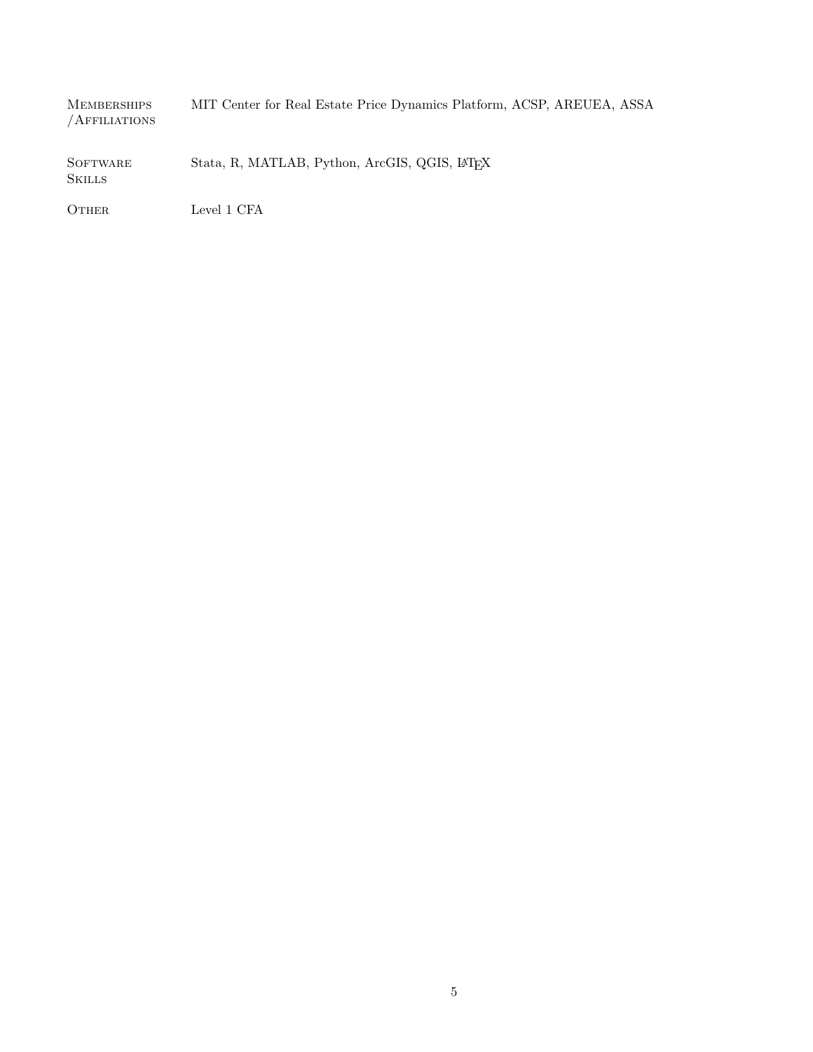**Memberships /Affiliations** MIT Center for Real Estate Price Dynamics Platform, ACSP, AREUEA, ASSA

**Software Skills** Stata, R, MATLAB, Python, ArcGIS, QGIS, LaTeX

**Other** Level 1 CFA